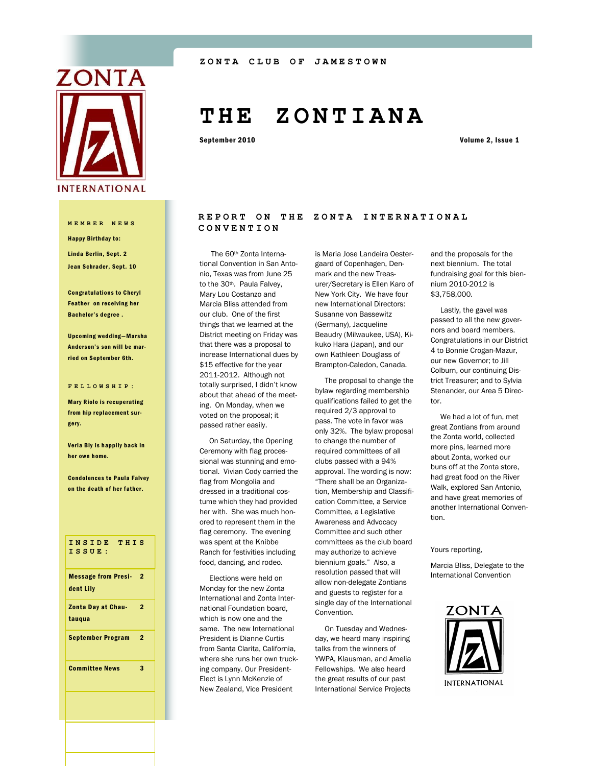ZONTA CLUB OF JAMESTOWN

# THE ZONTIANA

September 2010

Volume 2, Issue 1

## MEMBER NEWS

**Happy Birthday to:**

**Linda Berlin, Sept. 2**

**Jean Schrader, Sept. 10**

**Congratulations to Cheryl Feather on receiving her Bachelor's degree .**

**Upcoming wedding—Marsha Anderson's son will be married on September 6th.**

## FELLOWSHIP:

**Mary Riolo is recuperating from hip replacement surgery.**

**Verla Bly is happily back in her own home.**

**Condolences to Paula Falvey on the death of her father.**

### INSIDE THIS ISSUE:

| | |
|---|---|
| Message from President Lily | 2 |
| Zonta Day at Chautauqua | 2 |
| September Program | 2 |
| Committee News | 3 |

## REPORT ON THE ZONTA INTERNATIONAL CONVENTION

The 60th Zonta International Convention in San Antonio, Texas was from June 25 to the 30th. Paula Falvey, Mary Lou Costanzo and Marcia Bliss attended from our club. One of the first things that we learned at the District meeting on Friday was that there was a proposal to increase International dues by $15 effective for the year 2011-2012. Although not totally surprised, I didn't know about that ahead of the meeting. On Monday, when we voted on the proposal; it passed rather easily.

On Saturday, the Opening Ceremony with flag processional was stunning and emotional. Vivian Cody carried the flag from Mongolia and dressed in a traditional costume which they had provided her with. She was much honored to represent them in the flag ceremony. The evening was spent at the Knibbe Ranch for festivities including food, dancing, and rodeo.

Elections were held on Monday for the new Zonta International and Zonta International Foundation board, which is now one and the same. The new International President is Dianne Curtis from Santa Clarita, California, where she runs her own trucking company. Our President-Elect is Lynn McKenzie of New Zealand, Vice President is Maria Jose Landeira Oestergaard of Copenhagen, Denmark and the new Treasurer/Secretary is Ellen Karo of New York City. We have four new International Directors: Susanne von Bassewitz (Germany), Jacqueline Beaudry (Milwaukee, USA), Kikuko Hara (Japan), and our own Kathleen Douglass of Brampton-Caledon, Canada.

The proposal to change the bylaw regarding membership qualifications failed to get the required 2/3 approval to pass. The vote in favor was only 32%. The bylaw proposal to change the number of required committees of all clubs passed with a 94% approval. The wording is now: "There shall be an Organization, Membership and Classification Committee, a Service Committee, a Legislative Awareness and Advocacy Committee and such other committees as the club board may authorize to achieve biennium goals." Also, a resolution passed that will allow non-delegate Zontians and guests to register for a single day of the International Convention.

On Tuesday and Wednesday, we heard many inspiring talks from the winners of YWPA, Klausman, and Amelia Fellowships. We also heard the great results of our past International Service Projects and the proposals for the next biennium. The total fundraising goal for this biennium 2010-2012 is $3,758,000.

Lastly, the gavel was passed to all the new governors and board members. Congratulations in our District 4 to Bonnie Crogan-Mazur, our new Governor; to Jill Colburn, our continuing District Treasurer; and to Sylvia Stenander, our Area 5 Director.

We had a lot of fun, met great Zontians from around the Zonta world, collected more pins, learned more about Zonta, worked our buns off at the Zonta store, had great food on the River Walk, explored San Antonio, and have great memories of another International Convention.

Yours reporting,

Marcia Bliss, Delegate to the International Convention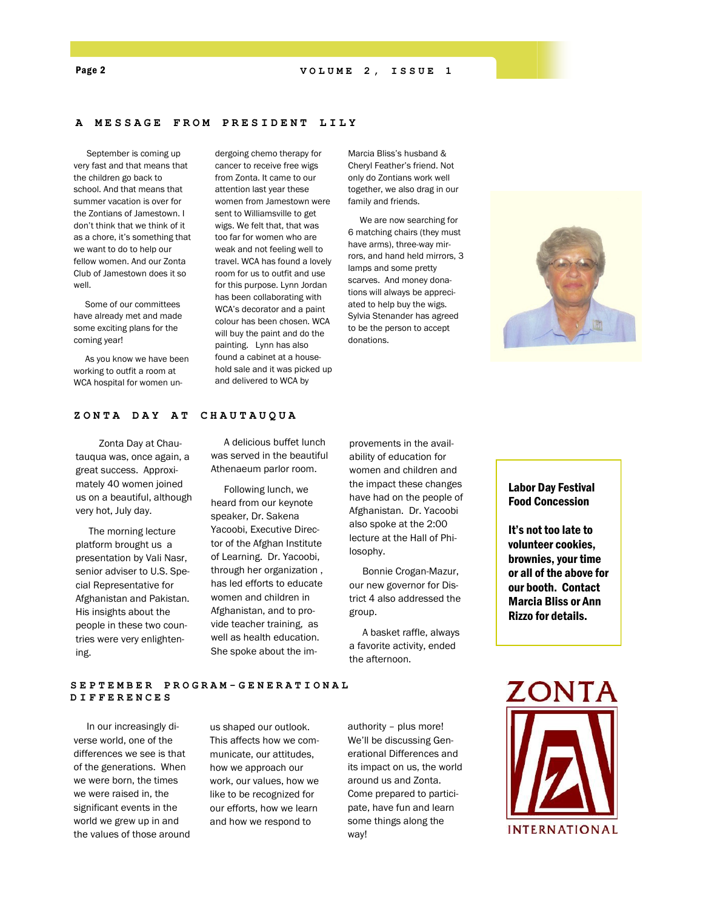## A MESSAGE FROM PRESIDENT LILY

September is coming up very fast and that means that the children go back to school. And that means that summer vacation is over for the Zontians of Jamestown. I don't think that we think of it as a chore, it's something that we want to do to help our fellow women. And our Zonta Club of Jamestown does it so well.

Some of our committees have already met and made some exciting plans for the coming year!

As you know we have been working to outfit a room at WCA hospital for women undergoing chemo therapy for cancer to receive free wigs from Zonta. It came to our attention last year these women from Jamestown were sent to Williamsville to get wigs. We felt that, that was too far for women who are weak and not feeling well to travel. WCA has found a lovely room for us to outfit and use for this purpose. Lynn Jordan has been collaborating with WCA's decorator and a paint colour has been chosen. WCA will buy the paint and do the painting. Lynn has also found a cabinet at a household sale and it was picked up and delivered to WCA by Marcia Bliss's husband & Cheryl Feather's friend. Not only do Zontians work well together, we also drag in our family and friends.

We are now searching for 6 matching chairs (they must have arms), three-way mirrors, and hand held mirrors, 3 lamps and some pretty scarves. And money donations will always be appreciated to help buy the wigs. Sylvia Stenander has agreed to be the person to accept donations.

## ZONTA DAY AT CHAUTAUQUA

Zonta Day at Chautauqua was, once again, a great success. Approximately 40 women joined us on a beautiful, although very hot, July day.

The morning lecture platform brought us a presentation by Vali Nasr, senior adviser to U.S. Special Representative for Afghanistan and Pakistan. His insights about the people in these two countries were very enlightening.

A delicious buffet lunch was served in the beautiful Athenaeum parlor room.

Following lunch, we heard from our keynote speaker, Dr. Sakena Yacoobi, Executive Director of the Afghan Institute of Learning. Dr. Yacoobi, through her organization , has led efforts to educate women and children in Afghanistan, and to provide teacher training, as well as health education. She spoke about the improvements in the availability of education for women and children and the impact these changes have had on the people of Afghanistan. Dr. Yacoobi also spoke at the 2:00 lecture at the Hall of Philosophy.

Bonnie Crogan-Mazur, our new governor for District 4 also addressed the group.

A basket raffle, always a favorite activity, ended the afternoon.

**Labor Day Festival Food Concession**

**It's not too late to volunteer cookies, brownies, your time or all of the above for our booth. Contact Marcia Bliss or Ann Rizzo for details.**

## SEPTEMBER PROGRAM–GENERATIONAL DIFFERENCES

In our increasingly diverse world, one of the differences we see is that of the generations. When we were born, the times we were raised in, the significant events in the world we grew up in and the values of those around us shaped our outlook. This affects how we communicate, our attitudes, how we approach our work, our values, how we like to be recognized for our efforts, how we learn and how we respond to authority – plus more! We'll be discussing Generational Differences and its impact on us, the world around us and Zonta. Come prepared to participate, have fun and learn some things along the way!

ZONTA INTERNATIONAL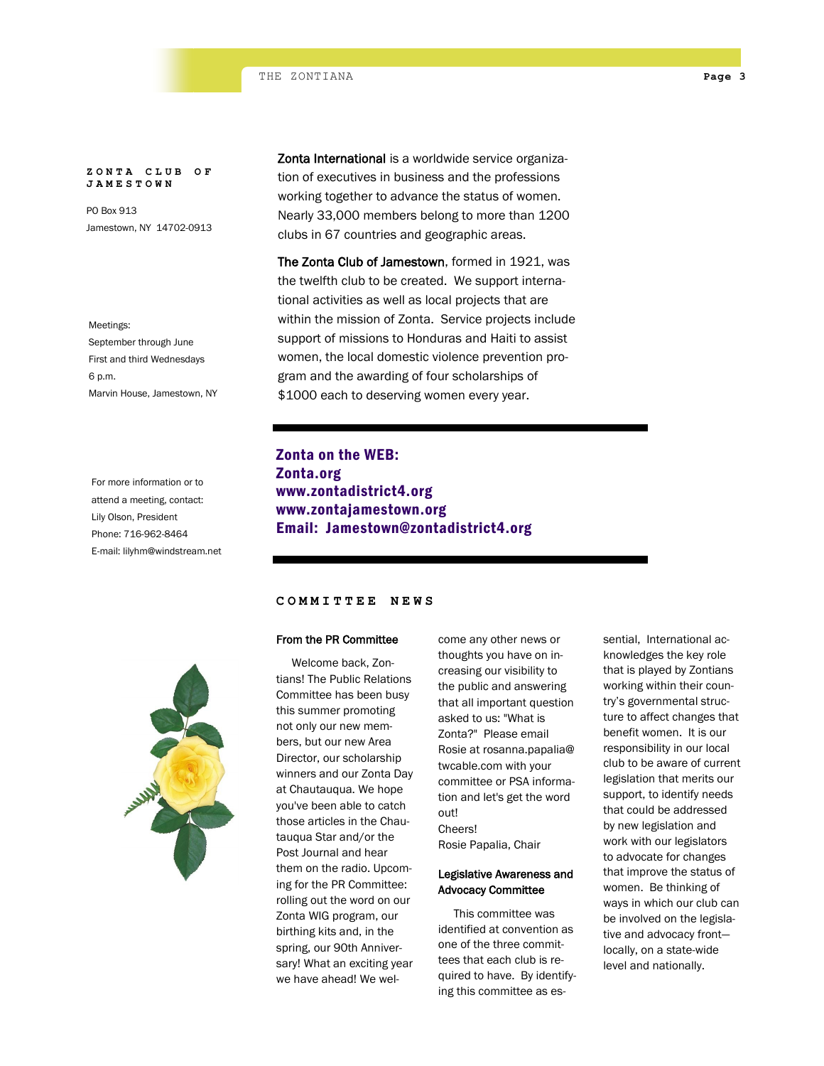**ZONTA CLUB OF JAMESTOWN**

PO Box 913
Jamestown, NY 14702-0913

Meetings:
September through June
First and third Wednesdays
6 p.m.
Marvin House, Jamestown, NY

For more information or to attend a meeting, contact:
Lily Olson, President
Phone: 716-962-8464
E-mail: lilyhm@windstream.net

**Zonta International** is a worldwide service organization of executives in business and the professions working together to advance the status of women. Nearly 33,000 members belong to more than 1200 clubs in 67 countries and geographic areas.

**The Zonta Club of Jamestown**, formed in 1921, was the twelfth club to be created. We support international activities as well as local projects that are within the mission of Zonta. Service projects include support of missions to Honduras and Haiti to assist women, the local domestic violence prevention program and the awarding of four scholarships of $1000 each to deserving women every year.

**Zonta on the WEB:**
**Zonta.org**
**www.zontadistrict4.org**
**www.zontajamestown.org**
**Email: Jamestown@zontadistrict4.org**

## COMMITTEE NEWS

### From the PR Committee

Welcome back, Zontians! The Public Relations Committee has been busy this summer promoting not only our new members, but our new Area Director, our scholarship winners and our Zonta Day at Chautauqua. We hope you've been able to catch those articles in the Chautauqua Star and/or the Post Journal and hear them on the radio. Upcoming for the PR Committee: rolling out the word on our Zonta WIG program, our birthing kits and, in the spring, our 90th Anniversary! What an exciting year we have ahead! We welcome any other news or thoughts you have on increasing our visibility to the public and answering that all important question asked to us: "What is Zonta?" Please email Rosie at rosanna.papalia@twcable.com with your committee or PSA information and let's get the word out!

Cheers!
Rosie Papalia, Chair

### Legislative Awareness and Advocacy Committee

This committee was identified at convention as one of the three committees that each club is required to have. By identifying this committee as essential, International acknowledges the key role that is played by Zontians working within their country's governmental structure to affect changes that benefit women. It is our responsibility in our local club to be aware of current legislation that merits our support, to identify needs that could be addressed by new legislation and work with our legislators to advocate for changes that improve the status of women. Be thinking of ways in which our club can be involved on the legislative and advocacy front—locally, on a state-wide level and nationally.